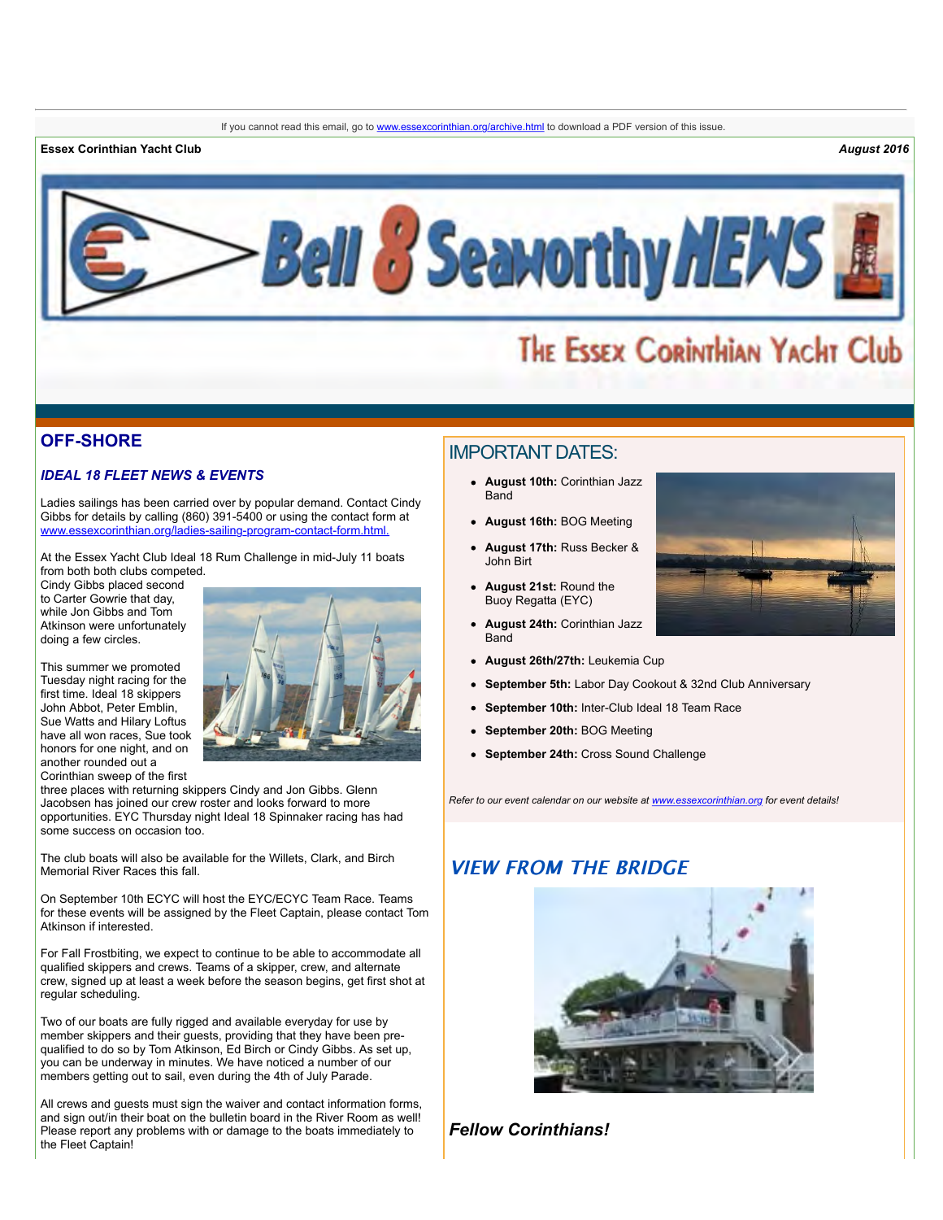If you cannot read this email, go to www.essexcorinthian.org/archive.html to download a PDF version of this issue.

**Essex Corinthian Yacht Club** *August 2016*

# Bell 8 Seaworthy NEWS

The Essex Corinthian Yacht Club

## OFF-SHORE

### *IDEAL 18 FLEET NEWS & EVENTS*

Ladies sailings has been carried over by popular demand. Contact Cindy Gibbs for details by calling (860) 391-5400 or using the contact form at www.essexcorinthian.org/ladies-sailing-program-contact-form.html.

At the Essex Yacht Club Ideal 18 Rum Challenge in mid-July 11 boats from both both clubs competed. Cindy Gibbs placed second to Carter Gowrie that day, while Jon Gibbs and Tom Atkinson were unfortunately doing a few circles.

This summer we promoted Tuesday night racing for the first time. Ideal 18 skippers John Abbot, Peter Emblin, Sue Watts and Hilary Loftus have all won races, Sue took honors for one night, and on another rounded out a Corinthian sweep of the first three places with returning skippers Cindy and Jon Gibbs. Glenn Jacobsen has joined our crew roster and looks forward to more opportunities. EYC Thursday night Ideal 18 Spinnaker racing has had some success on occasion too.

The club boats will also be available for the Willets, Clark, and Birch Memorial River Races this fall.

On September 10th ECYC will host the EYC/ECYC Team Race. Teams for these events will be assigned by the Fleet Captain, please contact Tom Atkinson if interested.

For Fall Frostbiting, we expect to continue to be able to accommodate all qualified skippers and crews. Teams of a skipper, crew, and alternate crew, signed up at least a week before the season begins, get first shot at regular scheduling.

Two of our boats are fully rigged and available everyday for use by member skippers and their guests, providing that they have been pre-qualified to do so by Tom Atkinson, Ed Birch or Cindy Gibbs. As set up, you can be underway in minutes. We have noticed a number of our members getting out to sail, even during the 4th of July Parade.

All crews and guests must sign the waiver and contact information forms, and sign out/in their boat on the bulletin board in the River Room as well! Please report any problems with or damage to the boats immediately to the Fleet Captain!

## IMPORTANT DATES:

- **August 10th:** Corinthian Jazz Band
- **August 16th:** BOG Meeting
- **August 17th:** Russ Becker & John Birt
- **August 21st:** Round the Buoy Regatta (EYC)
- **August 24th:** Corinthian Jazz Band
- **August 26th/27th:** Leukemia Cup
- **September 5th:** Labor Day Cookout & 32nd Club Anniversary
- **September 10th:** Inter-Club Ideal 18 Team Race
- **September 20th:** BOG Meeting
- **September 24th:** Cross Sound Challenge

*Refer to our event calendar on our website at www.essexcorinthian.org for event details!*

## *VIEW FROM THE BRIDGE*

### *Fellow Corinthians!*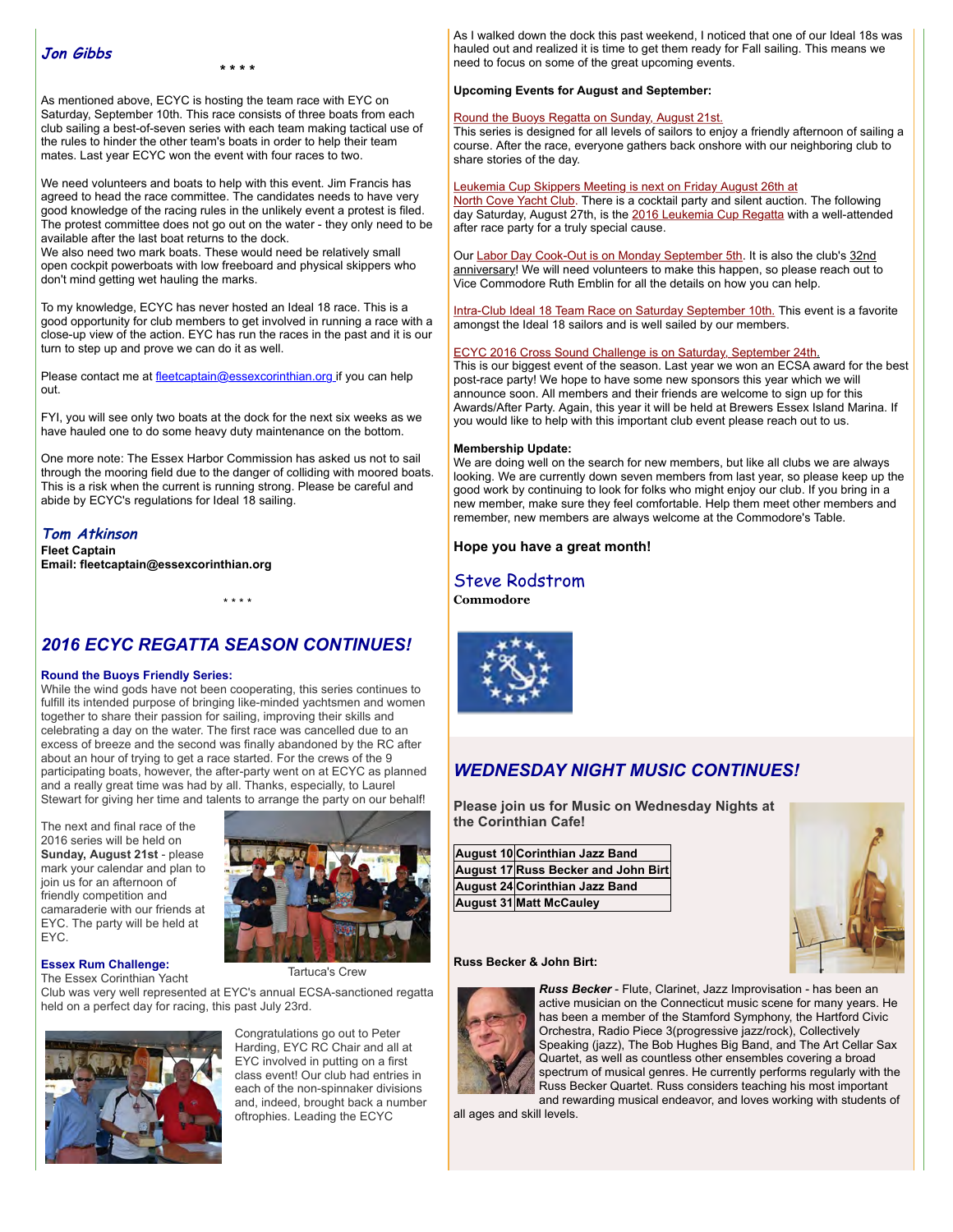*Jon Gibbs*

\* \* \* \*

As mentioned above, ECYC is hosting the team race with EYC on Saturday, September 10th. This race consists of three boats from each club sailing a best-of-seven series with each team making tactical use of the rules to hinder the other team's boats in order to help their team mates. Last year ECYC won the event with four races to two.

We need volunteers and boats to help with this event. Jim Francis has agreed to head the race committee. The candidates needs to have very good knowledge of the racing rules in the unlikely event a protest is filed. The protest committee does not go out on the water - they only need to be available after the last boat returns to the dock.
We also need two mark boats. These would need be relatively small open cockpit powerboats with low freeboard and physical skippers who don't mind getting wet hauling the marks.

To my knowledge, ECYC has never hosted an Ideal 18 race. This is a good opportunity for club members to get involved in running a race with a close-up view of the action. EYC has run the races in the past and it is our turn to step up and prove we can do it as well.

Please contact me at fleetcaptain@essexcorinthian.org if you can help out.

FYI, you will see only two boats at the dock for the next six weeks as we have hauled one to do some heavy duty maintenance on the bottom.

One more note: The Essex Harbor Commission has asked us not to sail through the mooring field due to the danger of colliding with moored boats. This is a risk when the current is running strong. Please be careful and abide by ECYC's regulations for Ideal 18 sailing.

*Tom Atkinson*
**Fleet Captain**
**Email: fleetcaptain@essexcorinthian.org**

\* \* \* \*

## *2016 ECYC REGATTA SEASON CONTINUES!*

**Round the Buoys Friendly Series:**
While the wind gods have not been cooperating, this series continues to fulfill its intended purpose of bringing like-minded yachtsmen and women together to share their passion for sailing, improving their skills and celebrating a day on the water. The first race was cancelled due to an excess of breeze and the second was finally abandoned by the RC after about an hour of trying to get a race started. For the crews of the 9 participating boats, however, the after-party went on at ECYC as planned and a really great time was had by all. Thanks, especially, to Laurel Stewart for giving her time and talents to arrange the party on our behalf!

The next and final race of the 2016 series will be held on **Sunday, August 21st** - please mark your calendar and plan to join us for an afternoon of friendly competition and camaraderie with our friends at EYC. The party will be held at EYC.

Tartuca's Crew

**Essex Rum Challenge:**
The Essex Corinthian Yacht Club was very well represented at EYC's annual ECSA-sanctioned regatta held on a perfect day for racing, this past July 23rd.

Congratulations go out to Peter Harding, EYC RC Chair and all at EYC involved in putting on a first class event! Our club had entries in each of the non-spinnaker divisions and, indeed, brought back a number oftrophies. Leading the ECYC

As I walked down the dock this past weekend, I noticed that one of our Ideal 18s was hauled out and realized it is time to get them ready for Fall sailing. This means we need to focus on some of the great upcoming events.

**Upcoming Events for August and September:**

Round the Buoys Regatta on Sunday, August 21st.
This series is designed for all levels of sailors to enjoy a friendly afternoon of sailing a course. After the race, everyone gathers back onshore with our neighboring club to share stories of the day.

Leukemia Cup Skippers Meeting is next on Friday August 26th at North Cove Yacht Club. There is a cocktail party and silent auction. The following day Saturday, August 27th, is the 2016 Leukemia Cup Regatta with a well-attended after race party for a truly special cause.

Our Labor Day Cook-Out is on Monday September 5th. It is also the club's 32nd anniversary! We will need volunteers to make this happen, so please reach out to Vice Commodore Ruth Emblin for all the details on how you can help.

Intra-Club Ideal 18 Team Race on Saturday September 10th. This event is a favorite amongst the Ideal 18 sailors and is well sailed by our members.

ECYC 2016 Cross Sound Challenge is on Saturday, September 24th.
This is our biggest event of the season. Last year we won an ECSA award for the best post-race party! We hope to have some new sponsors this year which we will announce soon. All members and their friends are welcome to sign up for this Awards/After Party. Again, this year it will be held at Brewers Essex Island Marina. If you would like to help with this important club event please reach out to us.

**Membership Update:**
We are doing well on the search for new members, but like all clubs we are always looking. We are currently down seven members from last year, so please keep up the good work by continuing to look for folks who might enjoy our club. If you bring in a new member, make sure they feel comfortable. Help them meet other members and remember, new members are always welcome at the Commodore's Table.

**Hope you have a great month!**

*Steve Rodstrom*
**Commodore**

## *WEDNESDAY NIGHT MUSIC CONTINUES!*

**Please join us for Music on Wednesday Nights at the Corinthian Cafe!**

| | |
|---|---|
| **August 10** | **Corinthian Jazz Band** |
| **August 17** | **Russ Becker and John Birt** |
| **August 24** | **Corinthian Jazz Band** |
| **August 31** | **Matt McCauley** |

**Russ Becker & John Birt:**

***Russ Becker*** - Flute, Clarinet, Jazz Improvisation - has been an active musician on the Connecticut music scene for many years. He has been a member of the Stamford Symphony, the Hartford Civic Orchestra, Radio Piece 3(progressive jazz/rock), Collectively Speaking (jazz), The Bob Hughes Big Band, and The Art Cellar Sax Quartet, as well as countless other ensembles covering a broad spectrum of musical genres. He currently performs regularly with the Russ Becker Quartet. Russ considers teaching his most important and rewarding musical endeavor, and loves working with students of all ages and skill levels.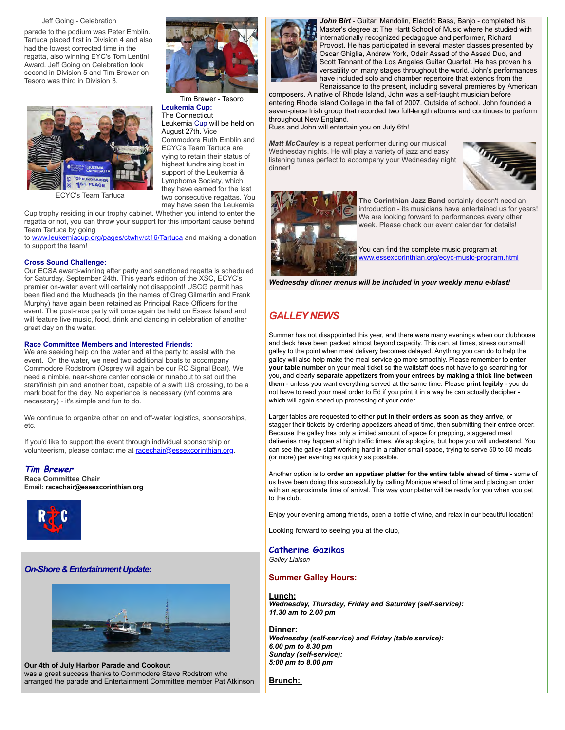Jeff Going - Celebration

parade to the podium was Peter Emblin. Tartuca placed first in Division 4 and also had the lowest corrected time in the regatta, also winning EYC's Tom Lentini Award. Jeff Going on Celebration took second in Division 5 and Tim Brewer on Tesoro was third in Division 3.

Tim Brewer - Tesoro

ECYC's Team Tartuca

**Leukemia Cup:**
The Connecticut Leukemia Cup will be held on August 27th. Vice Commodore Ruth Emblin and ECYC's Team Tartuca are vying to retain their status of highest fundraising boat in support of the Leukemia & Lymphoma Society, which they have earned for the last two consecutive regattas. You may have seen the Leukemia Cup trophy residing in our trophy cabinet. Whether you intend to enter the regatta or not, you can throw your support for this important cause behind Team Tartuca by going to www.leukemiacup.org/pages/ctwhv/ct16/Tartuca and making a donation to support the team!

**Cross Sound Challenge:**
Our ECSA award-winning after party and sanctioned regatta is scheduled for Saturday, September 24th. This year's edition of the XSC, ECYC's premier on-water event will certainly not disappoint! USCG permit has been filed and the Mudheads (in the names of Greg Gilmartin and Frank Murphy) have again been retained as Principal Race Officers for the event. The post-race party will once again be held on Essex Island and will feature live music, food, drink and dancing in celebration of another great day on the water.

**Race Committee Members and Interested Friends:**
We are seeking help on the water and at the party to assist with the event. On the water, we need two additional boats to accompany Commodore Rodstrom (Osprey will again be our RC Signal Boat). We need a nimble, near-shore center console or runabout to set out the start/finish pin and another boat, capable of a swift LIS crossing, to be a mark boat for the day. No experience is necessary (vhf comms are necessary) - it's simple and fun to do.

We continue to organize other on and off-water logistics, sponsorships, etc.

If you'd like to support the event through individual sponsorship or volunteerism, please contact me at racechair@essexcorinthian.org.

***Tim Brewer***
**Race Committee Chair**
**Email: racechair@essexcorinthian.org**

## *On-Shore & Entertainment Update:*

**Our 4th of July Harbor Parade and Cookout**
was a great success thanks to Commodore Steve Rodstrom who arranged the parade and Entertainment Committee member Pat Atkinson

***John Birt*** - Guitar, Mandolin, Electric Bass, Banjo - completed his Master's degree at The Hartt School of Music where he studied with internationally recognized pedagogue and performer, Richard Provost. He has participated in several master classes presented by Oscar Ghiglia, Andrew York, Odair Assad of the Assad Duo, and Scott Tennant of the Los Angeles Guitar Quartet. He has proven his versatility on many stages throughout the world. John's performances have included solo and chamber repertoire that extends from the Renaissance to the present, including several premieres by American composers. A native of Rhode Island, John was a self-taught musician before entering Rhode Island College in the fall of 2007. Outside of school, John founded a seven-piece Irish group that recorded two full-length albums and continues to perform throughout New England.
Russ and John will entertain you on July 6th!

***Matt McCauley*** is a repeat performer during our musical Wednesday nights. He will play a variety of jazz and easy listening tunes perfect to accompany your Wednesday night dinner!

**The Corinthian Jazz Band** certainly doesn't need an introduction - its musicians have entertained us for years! We are looking forward to performances every other week. Please check our event calendar for details!

You can find the complete music program at www.essexcorinthian.org/ecyc-music-program.html

***Wednesday dinner menus will be included in your weekly menu e-blast!***

## *GALLEY NEWS*

Summer has not disappointed this year, and there were many evenings when our clubhouse and deck have been packed almost beyond capacity. This can, at times, stress our small galley to the point when meal delivery becomes delayed. Anything you can do to help the galley will also help make the meal service go more smoothly. Please remember to **enter your table number** on your meal ticket so the waitstaff does not have to go searching for you, and clearly **separate appetizers from your entrees by making a thick line between them** - unless you want everything served at the same time. Please **print legibly** - you do not have to read your meal order to Ed if you print it in a way he can actually decipher - which will again speed up processing of your order.

Larger tables are requested to either **put in their orders as soon as they arrive**, or stagger their tickets by ordering appetizers ahead of time, then submitting their entree order. Because the galley has only a limited amount of space for prepping, staggered meal deliveries may happen at high traffic times. We apologize, but hope you will understand. You can see the galley staff working hard in a rather small space, trying to serve 50 to 60 meals (or more) per evening as quickly as possible.

Another option is to **order an appetizer platter for the entire table ahead of time** - some of us have been doing this successfully by calling Monique ahead of time and placing an order with an approximate time of arrival. This way your platter will be ready for you when you get to the club.

Enjoy your evening among friends, open a bottle of wine, and relax in our beautiful location!

Looking forward to seeing you at the club,

***Catherine Gazikas***
*Galley Liaison*

**Summer Galley Hours:**

**Lunch:**
***Wednesday, Thursday, Friday and Saturday (self-service):***
***11.30 am to 2.00 pm***

**Dinner:**
***Wednesday (self-service) and Friday (table service):***
***6.00 pm to 8.30 pm***
***Sunday (self-service):***
***5:00 pm to 8.00 pm***

**Brunch:**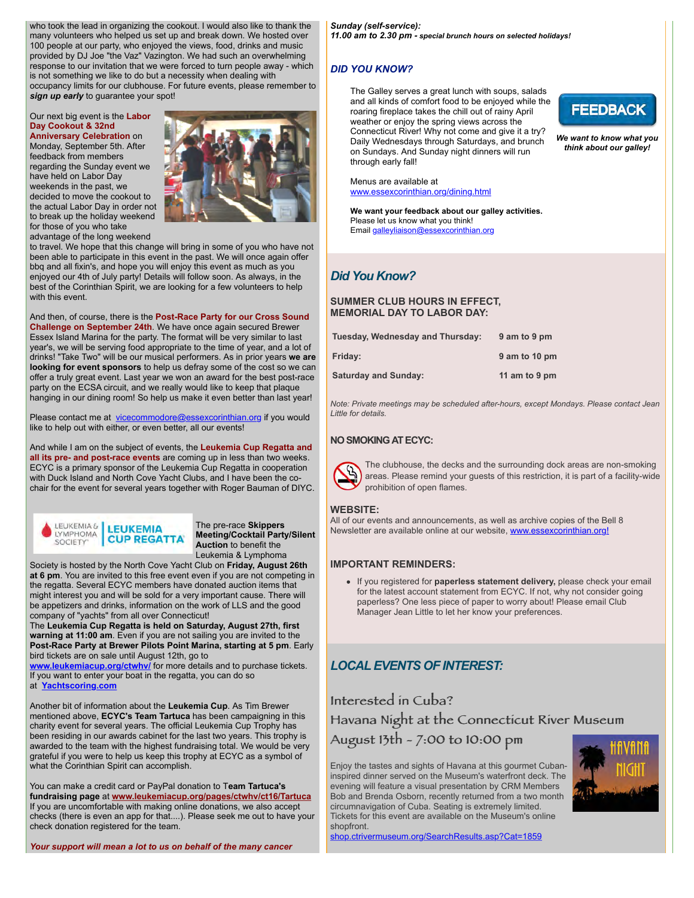who took the lead in organizing the cookout. I would also like to thank the many volunteers who helped us set up and break down. We hosted over 100 people at our party, who enjoyed the views, food, drinks and music provided by DJ Joe "the Vaz" Vazington. We had such an overwhelming response to our invitation that we were forced to turn people away - which is not something we like to do but a necessity when dealing with occupancy limits for our clubhouse. For future events, please remember to ***sign up early*** to guarantee your spot!

Our next big event is the **Labor Day Cookout & 32nd Anniversary Celebration** on Monday, September 5th. After feedback from members regarding the Sunday event we have held on Labor Day weekends in the past, we decided to move the cookout to the actual Labor Day in order not to break up the holiday weekend for those of you who take advantage of the long weekend to travel. We hope that this change will bring in some of you who have not been able to participate in this event in the past. We will once again offer bbq and all fixin's, and hope you will enjoy this event as much as you enjoyed our 4th of July party! Details will follow soon. As always, in the best of the Corinthian Spirit, we are looking for a few volunteers to help with this event.

And then, of course, there is the **Post-Race Party for our Cross Sound Challenge on September 24th**. We have once again secured Brewer Essex Island Marina for the party. The format will be very similar to last year's, we will be serving food appropriate to the time of year, and a lot of drinks! "Take Two" will be our musical performers. As in prior years **we are looking for event sponsors** to help us defray some of the cost so we can offer a truly great event. Last year we won an award for the best post-race party on the ECSA circuit, and we really would like to keep that plaque hanging in our dining room! So help us make it even better than last year!

Please contact me at vicecommodore@essexcorinthian.org if you would like to help out with either, or even better, all our events!

And while I am on the subject of events, the **Leukemia Cup Regatta and all its pre- and post-race events** are coming up in less than two weeks. ECYC is a primary sponsor of the Leukemia Cup Regatta in cooperation with Duck Island and North Cove Yacht Clubs, and I have been the co-chair for the event for several years together with Roger Bauman of DIYC.

The pre-race **Skippers Meeting/Cocktail Party/Silent Auction** to benefit the Leukemia & Lymphoma Society is hosted by the North Cove Yacht Club on **Friday, August 26th at 6 pm**. You are invited to this free event even if you are not competing in the regatta. Several ECYC members have donated auction items that might interest you and will be sold for a very important cause. There will be appetizers and drinks, information on the work of LLS and the good company of "yachts" from all over Connecticut!

The **Leukemia Cup Regatta is held on Saturday, August 27th, first warning at 11:00 am**. Even if you are not sailing you are invited to the **Post-Race Party at Brewer Pilots Point Marina, starting at 5 pm**. Early bird tickets are on sale until August 12th, go to **www.leukemiacup.org/ctwhv/** for more details and to purchase tickets. If you want to enter your boat in the regatta, you can do so at **Yachtscoring.com**

Another bit of information about the **Leukemia Cup**. As Tim Brewer mentioned above, **ECYC's Team Tartuca** has been campaigning in this charity event for several years. The official Leukemia Cup Trophy has been residing in our awards cabinet for the last two years. This trophy is awarded to the team with the highest fundraising total. We would be very grateful if you were to help us keep this trophy at ECYC as a symbol of what the Corinthian Spirit can accomplish.

You can make a credit card or PayPal donation to **Team Tartuca's fundraising page** at **www.leukemiacup.org/pages/ctwhv/ct16/Tartuca** If you are uncomfortable with making online donations, we also accept checks (there is even an app for that....). Please seek me out to have your check donation registered for the team.

***Your support will mean a lot to us on behalf of the many cancer***

***Sunday (self-service):***
***11.00 am to 2.30 pm - special brunch hours on selected holidays!***

### *DID YOU KNOW?*

The Galley serves a great lunch with soups, salads and all kinds of comfort food to be enjoyed while the roaring fireplace takes the chill out of rainy April weather or enjoy the spring views across the Connecticut River! Why not come and give it a try? Daily Wednesdays through Saturdays, and brunch on Sundays. And Sunday night dinners will run through early fall!

FEEDBACK

***We want to know what you think about our galley!***

Menus are available at www.essexcorinthian.org/dining.html

**We want your feedback about our galley activities.**
Please let us know what you think!
Email galleyliaison@essexcorinthian.org

## *Did You Know?*

### SUMMER CLUB HOURS IN EFFECT, MEMORIAL DAY TO LABOR DAY:

| | |
|---|---|
| **Tuesday, Wednesday and Thursday:** | **9 am to 9 pm** |
| **Friday:** | **9 am to 10 pm** |
| **Saturday and Sunday:** | **11 am to 9 pm** |

*Note: Private meetings may be scheduled after-hours, except Mondays. Please contact Jean Little for details.*

### NO SMOKING AT ECYC:

The clubhouse, the decks and the surrounding dock areas are non-smoking areas. Please remind your guests of this restriction, it is part of a facility-wide prohibition of open flames.

### WEBSITE:

All of our events and announcements, as well as archive copies of the Bell 8 Newsletter are available online at our website, www.essexcorinthian.org!

### IMPORTANT REMINDERS:

- If you registered for **paperless statement delivery,** please check your email for the latest account statement from ECYC. If not, why not consider going paperless? One less piece of paper to worry about! Please email Club Manager Jean Little to let her know your preferences.

## *LOCAL EVENTS OF INTEREST:*

### Interested in Cuba?
### Havana Night at the Connecticut River Museum
### August 13th - 7:00 to 10:00 pm

Enjoy the tastes and sights of Havana at this gourmet Cuban-inspired dinner served on the Museum's waterfront deck. The evening will feature a visual presentation by CRM Members Bob and Brenda Osborn, recently returned from a two month circumnavigation of Cuba. Seating is extremely limited. Tickets for this event are available on the Museum's online shopfront.
shop.ctrivermuseum.org/SearchResults.asp?Cat=1859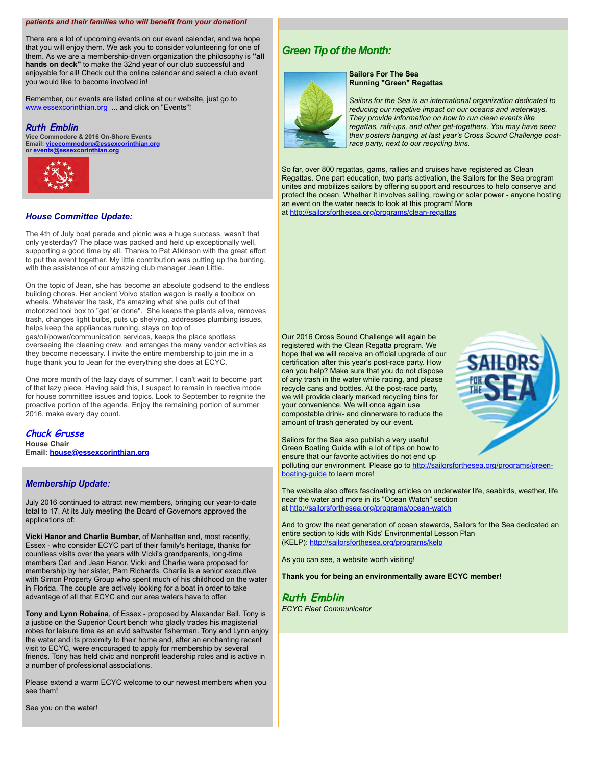***patients and their families who will benefit from your donation!***

There are a lot of upcoming events on our event calendar, and we hope that you will enjoy them. We ask you to consider volunteering for one of them. As we are a membership-driven organization the philosophy is **"all hands on deck"** to make the 32nd year of our club successful and enjoyable for all! Check out the online calendar and select a club event you would like to become involved in!

Remember, our events are listed online at our website, just go to www.essexcorinthian.org ... and click on "Events"!

***Ruth Emblin***
**Vice Commodore & 2016 On-Shore Events**
**Email: vicecommodore@essexcorinthian.org**
**or events@essexcorinthian.org**

### *House Committee Update:*

The 4th of July boat parade and picnic was a huge success, wasn't that only yesterday? The place was packed and held up exceptionally well, supporting a good time by all. Thanks to Pat Atkinson with the great effort to put the event together. My little contribution was putting up the bunting, with the assistance of our amazing club manager Jean Little.

On the topic of Jean, she has become an absolute godsend to the endless building chores. Her ancient Volvo station wagon is really a toolbox on wheels. Whatever the task, it's amazing what she pulls out of that motorized tool box to "get 'er done". She keeps the plants alive, removes trash, changes light bulbs, puts up shelving, addresses plumbing issues, helps keep the appliances running, stays on top of gas/oil/power/communication services, keeps the place spotless overseeing the cleaning crew, and arranges the many vendor activities as they become necessary. I invite the entire membership to join me in a huge thank you to Jean for the everything she does at ECYC.

One more month of the lazy days of summer, I can't wait to become part of that lazy piece. Having said this, I suspect to remain in reactive mode for house committee issues and topics. Look to September to reignite the proactive portion of the agenda. Enjoy the remaining portion of summer 2016, make every day count.

***Chuck Grusse***
**House Chair**
**Email: house@essexcorinthian.org**

### *Membership Update:*

July 2016 continued to attract new members, bringing our year-to-date total to 17. At its July meeting the Board of Governors approved the applications of:

**Vicki Hanor and Charlie Bumbar,** of Manhattan and, most recently, Essex - who consider ECYC part of their family's heritage, thanks for countless visits over the years with Vicki's grandparents, long-time members Carl and Jean Hanor. Vicki and Charlie were proposed for membership by her sister, Pam Richards. Charlie is a senior executive with Simon Property Group who spent much of his childhood on the water in Florida. The couple are actively looking for a boat in order to take advantage of all that ECYC and our area waters have to offer.

**Tony and Lynn Robaina**, of Essex - proposed by Alexander Bell. Tony is a justice on the Superior Court bench who gladly trades his magisterial robes for leisure time as an avid saltwater fisherman. Tony and Lynn enjoy the water and its proximity to their home and, after an enchanting recent visit to ECYC, were encouraged to apply for membership by several friends. Tony has held civic and nonprofit leadership roles and is active in a number of professional associations.

Please extend a warm ECYC welcome to our newest members when you see them!

See you on the water!

### *Green Tip of the Month:*

**Sailors For The Sea**
**Running "Green" Regattas**

*Sailors for the Sea is an international organization dedicated to reducing our negative impact on our oceans and waterways. They provide information on how to run clean events like regattas, raft-ups, and other get-togethers. You may have seen their posters hanging at last year's Cross Sound Challenge post-race party, next to our recycling bins.*

So far, over 800 regattas, gams, rallies and cruises have registered as Clean Regattas. One part education, two parts activation, the Sailors for the Sea program unites and mobilizes sailors by offering support and resources to help conserve and protect the ocean. Whether it involves sailing, rowing or solar power - anyone hosting an event on the water needs to look at this program! More at http://sailorsforthesea.org/programs/clean-regattas

Our 2016 Cross Sound Challenge will again be registered with the Clean Regatta program. We hope that we will receive an official upgrade of our certification after this year's post-race party. How can you help? Make sure that you do not dispose of any trash in the water while racing, and please recycle cans and bottles. At the post-race party, we will provide clearly marked recycling bins for your convenience. We will once again use compostable drink- and dinnerware to reduce the amount of trash generated by our event.

Sailors for the Sea also publish a very useful Green Boating Guide with a lot of tips on how to ensure that our favorite activities do not end up polluting our environment. Please go to http://sailorsforthesea.org/programs/green-boating-guide to learn more!

The website also offers fascinating articles on underwater life, seabirds, weather, life near the water and more in its "Ocean Watch" section at http://sailorsforthesea.org/programs/ocean-watch

And to grow the next generation of ocean stewards, Sailors for the Sea dedicated an entire section to kids with Kids' Environmental Lesson Plan (KELP): http://sailorsforthesea.org/programs/kelp

As you can see, a website worth visiting!

**Thank you for being an environmentally aware ECYC member!**

***Ruth Emblin***
*ECYC Fleet Communicator*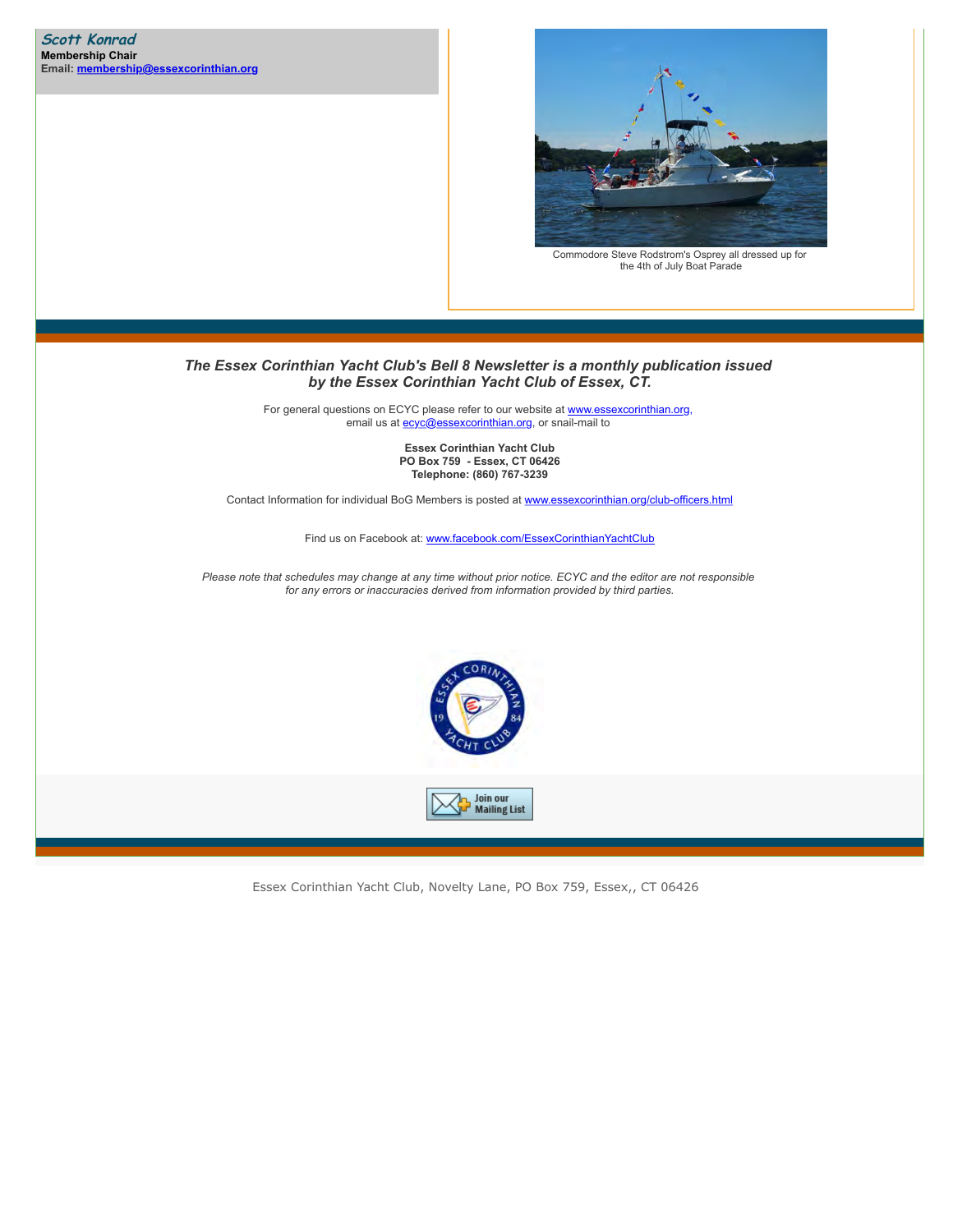**Scott Konrad**
**Membership Chair**
**Email: membership@essexcorinthian.org**

Commodore Steve Rodstrom's Osprey all dressed up for the 4th of July Boat Parade

***The Essex Corinthian Yacht Club's Bell 8 Newsletter is a monthly publication issued by the Essex Corinthian Yacht Club of Essex, CT.***

For general questions on ECYC please refer to our website at www.essexcorinthian.org, email us at ecyc@essexcorinthian.org, or snail-mail to

**Essex Corinthian Yacht Club**
**PO Box 759 - Essex, CT 06426**
**Telephone: (860) 767-3239**

Contact Information for individual BoG Members is posted at www.essexcorinthian.org/club-officers.html

Find us on Facebook at: www.facebook.com/EssexCorinthianYachtClub

*Please note that schedules may change at any time without prior notice. ECYC and the editor are not responsible for any errors or inaccuracies derived from information provided by third parties.*

Join our Mailing List

Essex Corinthian Yacht Club, Novelty Lane, PO Box 759, Essex,, CT 06426